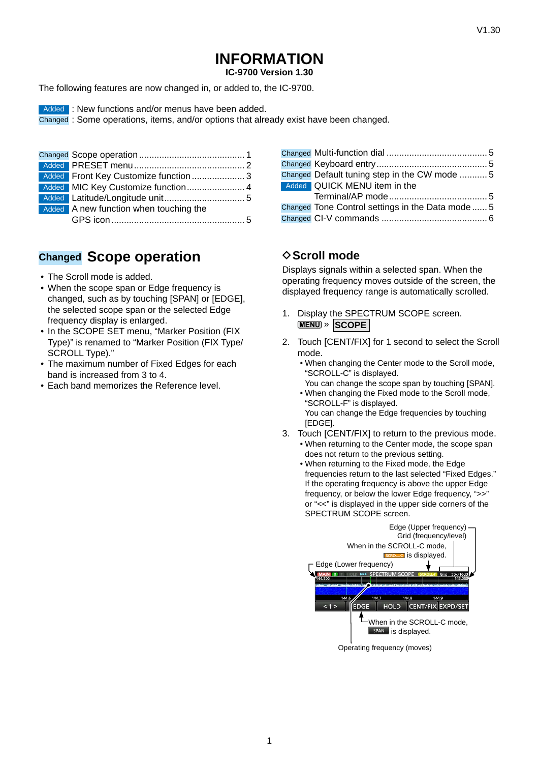V1.30

# INFORMATION

**IC-9700 Version 1.30**

The following features are now changed in, or added to, the IC-9700.

Added : New functions and/or menus have been added.
Changed : Some operations, items, and/or options that already exist have been changed.

- Changed Scope operation .......... 1
- Added PRESET menu .......... 2
- Added Front Key Customize function .......... 3
- Added MIC Key Customize function .......... 4
- Added Latitude/Longitude unit .......... 5
- Added A new function when touching the GPS icon .......... 5
- Changed Multi-function dial .......... 5
- Changed Keyboard entry .......... 5
- Changed Default tuning step in the CW mode .......... 5
- Added QUICK MENU item in the Terminal/AP mode .......... 5
- Changed Tone Control settings in the Data mode .......... 5
- Changed CI-V commands .......... 6

## Changed Scope operation

- The Scroll mode is added.
- When the scope span or Edge frequency is changed, such as by touching [SPAN] or [EDGE], the selected scope span or the selected Edge frequency display is enlarged.
- In the SCOPE SET menu, "Marker Position (FIX Type)" is renamed to "Marker Position (FIX Type/ SCROLL Type)."
- The maximum number of Fixed Edges for each band is increased from 3 to 4.
- Each band memorizes the Reference level.

### ◇Scroll mode

Displays signals within a selected span. When the operating frequency moves outside of the screen, the displayed frequency range is automatically scrolled.

1. Display the SPECTRUM SCOPE screen.
   MENU » SCOPE
2. Touch [CENT/FIX] for 1 second to select the Scroll mode.
   - When changing the Center mode to the Scroll mode, "SCROLL-C" is displayed.
     You can change the scope span by touching [SPAN].
   - When changing the Fixed mode to the Scroll mode, "SCROLL-F" is displayed.
     You can change the Edge frequencies by touching [EDGE].
3. Touch [CENT/FIX] to return to the previous mode.
   - When returning to the Center mode, the scope span does not return to the previous setting.
   - When returning to the Fixed mode, the Edge frequencies return to the last selected "Fixed Edges." If the operating frequency is above the upper Edge frequency, or below the lower Edge frequency, ">>" or "<<" is displayed in the upper side corners of the SPECTRUM SCOPE screen.

Edge (Upper frequency)
Grid (frequency/level)
When in the SCROLL-C mode, SCROLL-C is displayed.
Edge (Lower frequency)
When in the SCROLL-C mode, SPAN is displayed.
Operating frequency (moves)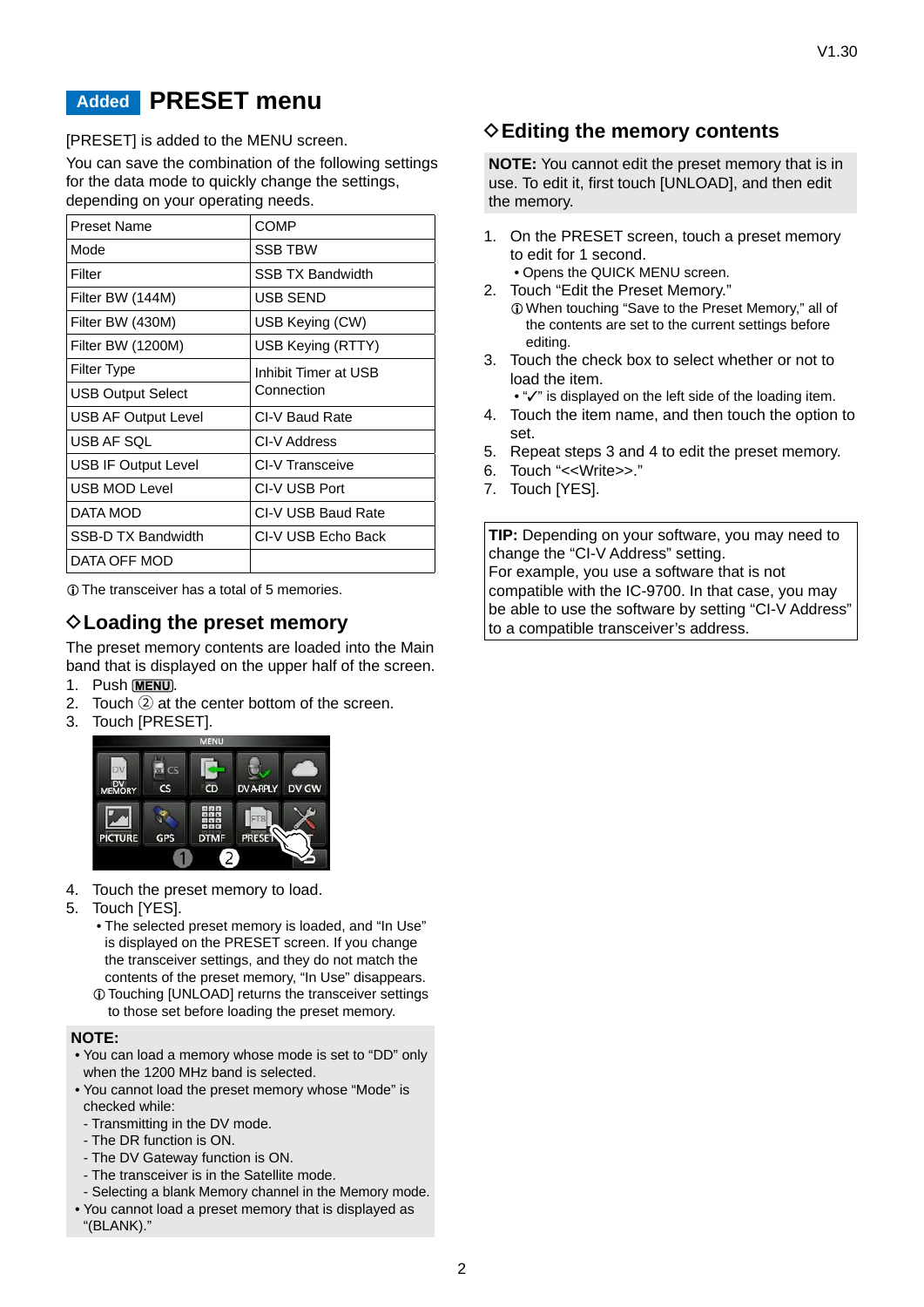# Added PRESET menu

[PRESET] is added to the MENU screen.

You can save the combination of the following settings for the data mode to quickly change the settings, depending on your operating needs.

| Preset Name | COMP |
|---|---|
| Mode | SSB TBW |
| Filter | SSB TX Bandwidth |
| Filter BW (144M) | USB SEND |
| Filter BW (430M) | USB Keying (CW) |
| Filter BW (1200M) | USB Keying (RTTY) |
| Filter Type | Inhibit Timer at USB Connection |
| USB Output Select | |
| USB AF Output Level | CI-V Baud Rate |
| USB AF SQL | CI-V Address |
| USB IF Output Level | CI-V Transceive |
| USB MOD Level | CI-V USB Port |
| DATA MOD | CI-V USB Baud Rate |
| SSB-D TX Bandwidth | CI-V USB Echo Back |
| DATA OFF MOD | |

ⓘ The transceiver has a total of 5 memories.

## ◇Loading the preset memory

The preset memory contents are loaded into the Main band that is displayed on the upper half of the screen.

1. Push MENU.
2. Touch ② at the center bottom of the screen.
3. Touch [PRESET].
4. Touch the preset memory to load.
5. Touch [YES].
   - The selected preset memory is loaded, and "In Use" is displayed on the PRESET screen. If you change the transceiver settings, and they do not match the contents of the preset memory, "In Use" disappears.

   ⓘ Touching [UNLOAD] returns the transceiver settings to those set before loading the preset memory.

**NOTE:**
- You can load a memory whose mode is set to "DD" only when the 1200 MHz band is selected.
- You cannot load the preset memory whose "Mode" is checked while:
  - Transmitting in the DV mode.
  - The DR function is ON.
  - The DV Gateway function is ON.
  - The transceiver is in the Satellite mode.
  - Selecting a blank Memory channel in the Memory mode.
- You cannot load a preset memory that is displayed as "(BLANK)."

## ◇Editing the memory contents

**NOTE:** You cannot edit the preset memory that is in use. To edit it, first touch [UNLOAD], and then edit the memory.

1. On the PRESET screen, touch a preset memory to edit for 1 second.
   - Opens the QUICK MENU screen.
2. Touch "Edit the Preset Memory."

   ⓘ When touching "Save to the Preset Memory," all of the contents are set to the current settings before editing.
3. Touch the check box to select whether or not to load the item.
   - "✓" is displayed on the left side of the loading item.
4. Touch the item name, and then touch the option to set.
5. Repeat steps 3 and 4 to edit the preset memory.
6. Touch "<<Write>>."
7. Touch [YES].

**TIP:** Depending on your software, you may need to change the "CI-V Address" setting.
For example, you use a software that is not compatible with the IC-9700. In that case, you may be able to use the software by setting "CI-V Address" to a compatible transceiver's address.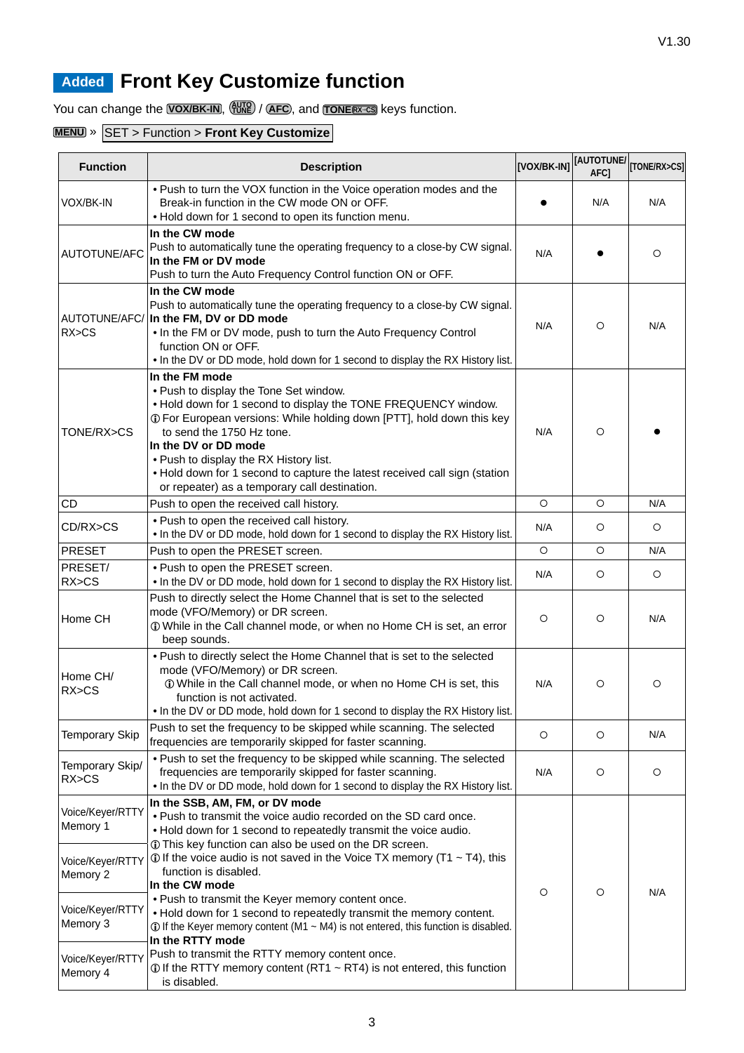V1.30

# Added Front Key Customize function

You can change the [VOX/BK-IN], [AUTO TUNE] / [AFC], and [TONE/RX>CS] keys function.

[MENU] » SET > Function > **Front Key Customize**

| Function | Description | [VOX/BK-IN] | [AUTOTUNE/AFC] | [TONE/RX>CS] |
|---|---|---|---|---|
| VOX/BK-IN | • Push to turn the VOX function in the Voice operation modes and the Break-in function in the CW mode ON or OFF.<br>• Hold down for 1 second to open its function menu. | ● | N/A | N/A |
| AUTOTUNE/AFC | **In the CW mode**<br>Push to automatically tune the operating frequency to a close-by CW signal.<br>**In the FM or DV mode**<br>Push to turn the Auto Frequency Control function ON or OFF. | N/A | ● | ○ |
| AUTOTUNE/AFC/RX>CS | **In the CW mode**<br>Push to automatically tune the operating frequency to a close-by CW signal.<br>**In the FM, DV or DD mode**<br>• In the FM or DV mode, push to turn the Auto Frequency Control function ON or OFF.<br>• In the DV or DD mode, hold down for 1 second to display the RX History list. | N/A | ○ | N/A |
| TONE/RX>CS | **In the FM mode**<br>• Push to display the Tone Set window.<br>• Hold down for 1 second to display the TONE FREQUENCY window.<br>ⓘ For European versions: While holding down [PTT], hold down this key to send the 1750 Hz tone.<br>**In the DV or DD mode**<br>• Push to display the RX History list.<br>• Hold down for 1 second to capture the latest received call sign (station or repeater) as a temporary call destination. | N/A | ○ | ● |
| CD | Push to open the received call history. | ○ | ○ | N/A |
| CD/RX>CS | • Push to open the received call history.<br>• In the DV or DD mode, hold down for 1 second to display the RX History list. | N/A | ○ | ○ |
| PRESET | Push to open the PRESET screen. | ○ | ○ | N/A |
| PRESET/RX>CS | • Push to open the PRESET screen.<br>• In the DV or DD mode, hold down for 1 second to display the RX History list. | N/A | ○ | ○ |
| Home CH | Push to directly select the Home Channel that is set to the selected mode (VFO/Memory) or DR screen.<br>ⓘ While in the Call channel mode, or when no Home CH is set, an error beep sounds. | ○ | ○ | N/A |
| Home CH/RX>CS | • Push to directly select the Home Channel that is set to the selected mode (VFO/Memory) or DR screen.<br>ⓘ While in the Call channel mode, or when no Home CH is set, this function is not activated.<br>• In the DV or DD mode, hold down for 1 second to display the RX History list. | N/A | ○ | ○ |
| Temporary Skip | Push to set the frequency to be skipped while scanning. The selected frequencies are temporarily skipped for faster scanning. | ○ | ○ | N/A |
| Temporary Skip/RX>CS | • Push to set the frequency to be skipped while scanning. The selected frequencies are temporarily skipped for faster scanning.<br>• In the DV or DD mode, hold down for 1 second to display the RX History list. | N/A | ○ | ○ |
| Voice/Keyer/RTTY Memory 1<br>Voice/Keyer/RTTY Memory 2<br>Voice/Keyer/RTTY Memory 3<br>Voice/Keyer/RTTY Memory 4 | **In the SSB, AM, FM, or DV mode**<br>• Push to transmit the voice audio recorded on the SD card once.<br>• Hold down for 1 second to repeatedly transmit the voice audio.<br>ⓘ This key function can also be used on the DR screen.<br>ⓘ If the voice audio is not saved in the Voice TX memory (T1 ~ T4), this function is disabled.<br>**In the CW mode**<br>• Push to transmit the Keyer memory content once.<br>• Hold down for 1 second to repeatedly transmit the memory content.<br>ⓘ If the Keyer memory content (M1 ~ M4) is not entered, this function is disabled.<br>**In the RTTY mode**<br>Push to transmit the RTTY memory content once.<br>ⓘ If the RTTY memory content (RT1 ~ RT4) is not entered, this function is disabled. | ○ | ○ | N/A |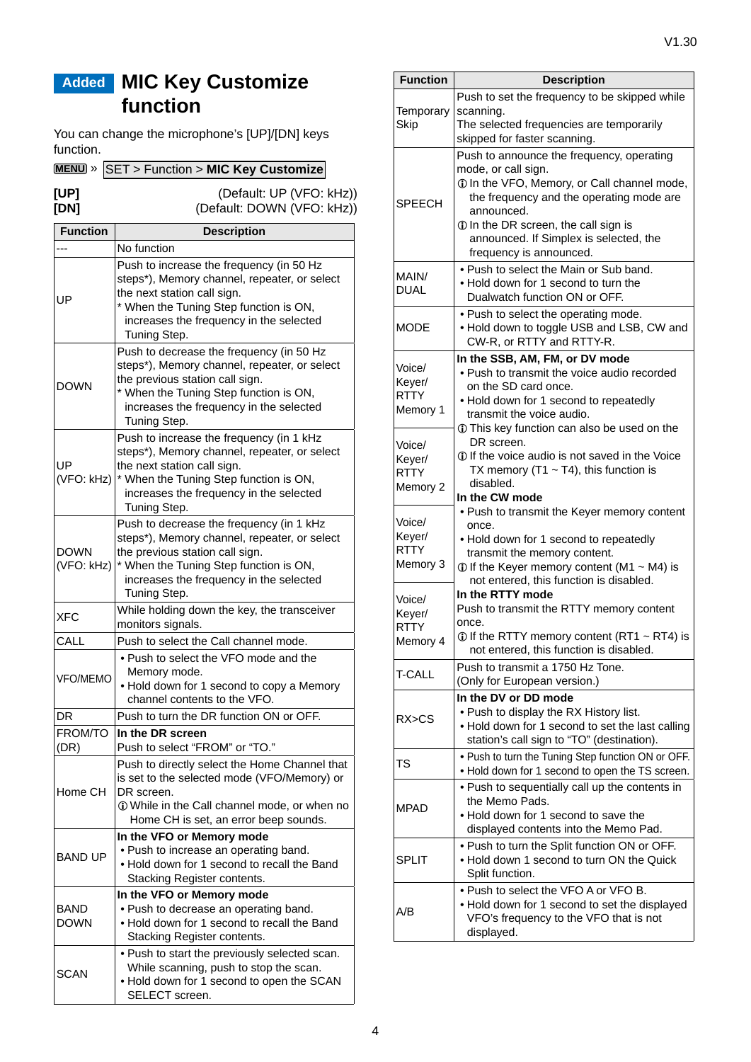## Added MIC Key Customize function

You can change the microphone's [UP]/[DN] keys function.

MENU » SET > Function > **MIC Key Customize**

**[UP]** (Default: UP (VFO: kHz))
**[DN]** (Default: DOWN (VFO: kHz))

| Function | Description |
|---|---|
| --- | No function |
| UP | Push to increase the frequency (in 50 Hz steps*), Memory channel, repeater, or select the next station call sign.<br>* When the Tuning Step function is ON, increases the frequency in the selected Tuning Step. |
| DOWN | Push to decrease the frequency (in 50 Hz steps*), Memory channel, repeater, or select the previous station call sign.<br>* When the Tuning Step function is ON, increases the frequency in the selected Tuning Step. |
| UP (VFO: kHz) | Push to increase the frequency (in 1 kHz steps*), Memory channel, repeater, or select the next station call sign.<br>* When the Tuning Step function is ON, increases the frequency in the selected Tuning Step. |
| DOWN (VFO: kHz) | Push to decrease the frequency (in 1 kHz steps*), Memory channel, repeater, or select the previous station call sign.<br>* When the Tuning Step function is ON, increases the frequency in the selected Tuning Step. |
| XFC | While holding down the key, the transceiver monitors signals. |
| CALL | Push to select the Call channel mode. |
| VFO/MEMO | • Push to select the VFO mode and the Memory mode.<br>• Hold down for 1 second to copy a Memory channel contents to the VFO. |
| DR | Push to turn the DR function ON or OFF. |
| FROM/TO (DR) | **In the DR screen**<br>Push to select "FROM" or "TO." |
| Home CH | Push to directly select the Home Channel that is set to the selected mode (VFO/Memory) or DR screen.<br>ⓘ While in the Call channel mode, or when no Home CH is set, an error beep sounds. |
| BAND UP | **In the VFO or Memory mode**<br>• Push to increase an operating band.<br>• Hold down for 1 second to recall the Band Stacking Register contents. |
| BAND DOWN | **In the VFO or Memory mode**<br>• Push to decrease an operating band.<br>• Hold down for 1 second to recall the Band Stacking Register contents. |
| SCAN | • Push to start the previously selected scan. While scanning, push to stop the scan.<br>• Hold down for 1 second to open the SCAN SELECT screen. |
| Temporary Skip | Push to set the frequency to be skipped while scanning.<br>The selected frequencies are temporarily skipped for faster scanning. |
| SPEECH | Push to announce the frequency, operating mode, or call sign.<br>ⓘ In the VFO, Memory, or Call channel mode, the frequency and the operating mode are announced.<br>ⓘ In the DR screen, the call sign is announced. If Simplex is selected, the frequency is announced. |
| MAIN/DUAL | • Push to select the Main or Sub band.<br>• Hold down for 1 second to turn the Dualwatch function ON or OFF. |
| MODE | • Push to select the operating mode.<br>• Hold down to toggle USB and LSB, CW and CW-R, or RTTY and RTTY-R. |
| Voice/Keyer/RTTY Memory 1<br>Voice/Keyer/RTTY Memory 2<br>Voice/Keyer/RTTY Memory 3<br>Voice/Keyer/RTTY Memory 4 | **In the SSB, AM, FM, or DV mode**<br>• Push to transmit the voice audio recorded on the SD card once.<br>• Hold down for 1 second to repeatedly transmit the voice audio.<br>ⓘ This key function can also be used on the DR screen.<br>ⓘ If the voice audio is not saved in the Voice TX memory (T1 ~ T4), this function is disabled.<br>**In the CW mode**<br>• Push to transmit the Keyer memory content once.<br>• Hold down for 1 second to repeatedly transmit the memory content.<br>ⓘ If the Keyer memory content (M1 ~ M4) is not entered, this function is disabled.<br>**In the RTTY mode**<br>Push to transmit the RTTY memory content once.<br>ⓘ If the RTTY memory content (RT1 ~ RT4) is not entered, this function is disabled. |
| T-CALL | Push to transmit a 1750 Hz Tone.<br>(Only for European version.) |
| RX>CS | **In the DV or DD mode**<br>• Push to display the RX History list.<br>• Hold down for 1 second to set the last calling station's call sign to "TO" (destination). |
| TS | • Push to turn the Tuning Step function ON or OFF.<br>• Hold down for 1 second to open the TS screen. |
| MPAD | • Push to sequentially call up the contents in the Memo Pads.<br>• Hold down for 1 second to save the displayed contents into the Memo Pad. |
| SPLIT | • Push to turn the Split function ON or OFF.<br>• Hold down 1 second to turn ON the Quick Split function. |
| A/B | • Push to select the VFO A or VFO B.<br>• Hold down for 1 second to set the displayed VFO's frequency to the VFO that is not displayed. |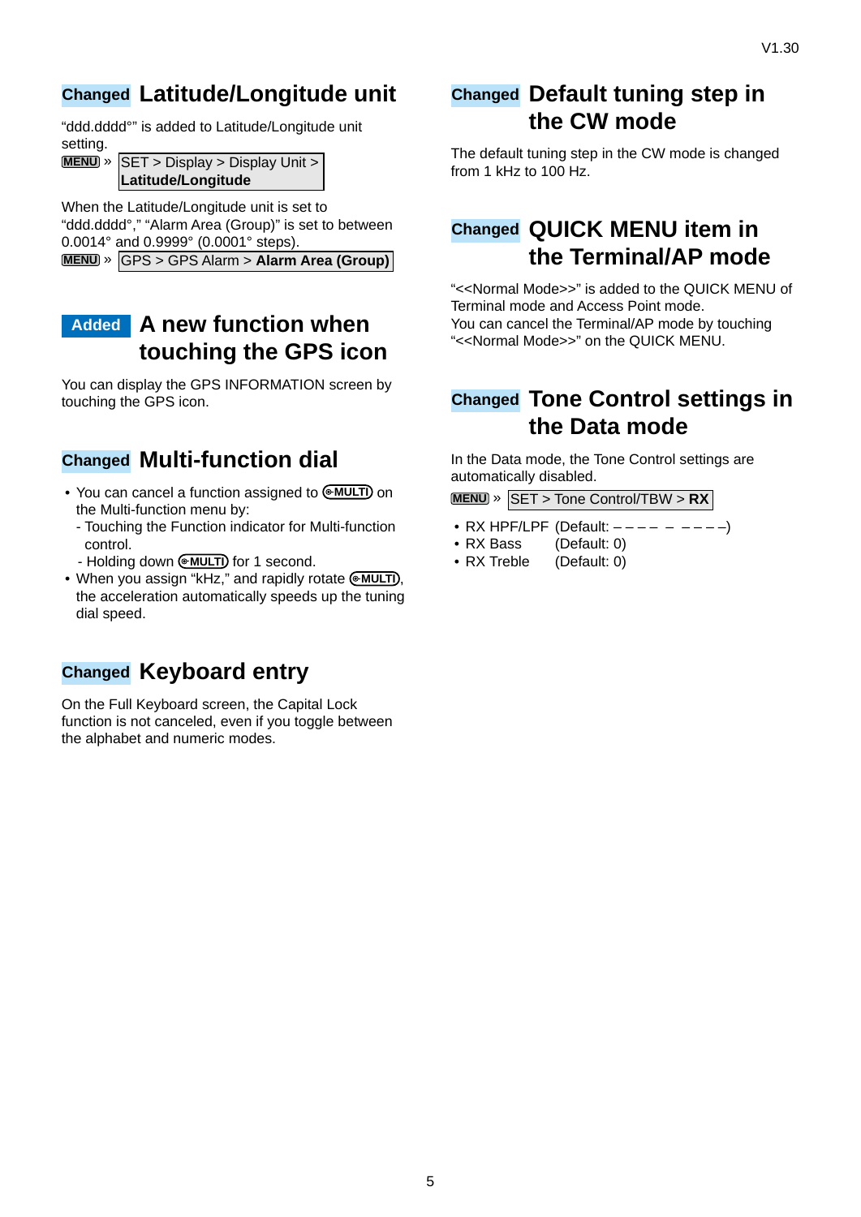## Changed Latitude/Longitude unit

"ddd.dddd°" is added to Latitude/Longitude unit setting.

MENU » SET > Display > Display Unit > **Latitude/Longitude**

When the Latitude/Longitude unit is set to "ddd.dddd°," "Alarm Area (Group)" is set to between 0.0014° and 0.9999° (0.0001° steps).

MENU » GPS > GPS Alarm > **Alarm Area (Group)**

## Added A new function when touching the GPS icon

You can display the GPS INFORMATION screen by touching the GPS icon.

## Changed Multi-function dial

- You can cancel a function assigned to MULTI on the Multi-function menu by:
  - Touching the Function indicator for Multi-function control.
  - Holding down MULTI for 1 second.
- When you assign "kHz," and rapidly rotate MULTI, the acceleration automatically speeds up the tuning dial speed.

## Changed Keyboard entry

On the Full Keyboard screen, the Capital Lock function is not canceled, even if you toggle between the alphabet and numeric modes.

## Changed Default tuning step in the CW mode

The default tuning step in the CW mode is changed from 1 kHz to 100 Hz.

## Changed QUICK MENU item in the Terminal/AP mode

"<<Normal Mode>>" is added to the QUICK MENU of Terminal mode and Access Point mode.
You can cancel the Terminal/AP mode by touching "<<Normal Mode>>" on the QUICK MENU.

## Changed Tone Control settings in the Data mode

In the Data mode, the Tone Control settings are automatically disabled.

MENU » SET > Tone Control/TBW > **RX**

- RX HPF/LPF (Default: – – – – – – – – –)
- RX Bass (Default: 0)
- RX Treble (Default: 0)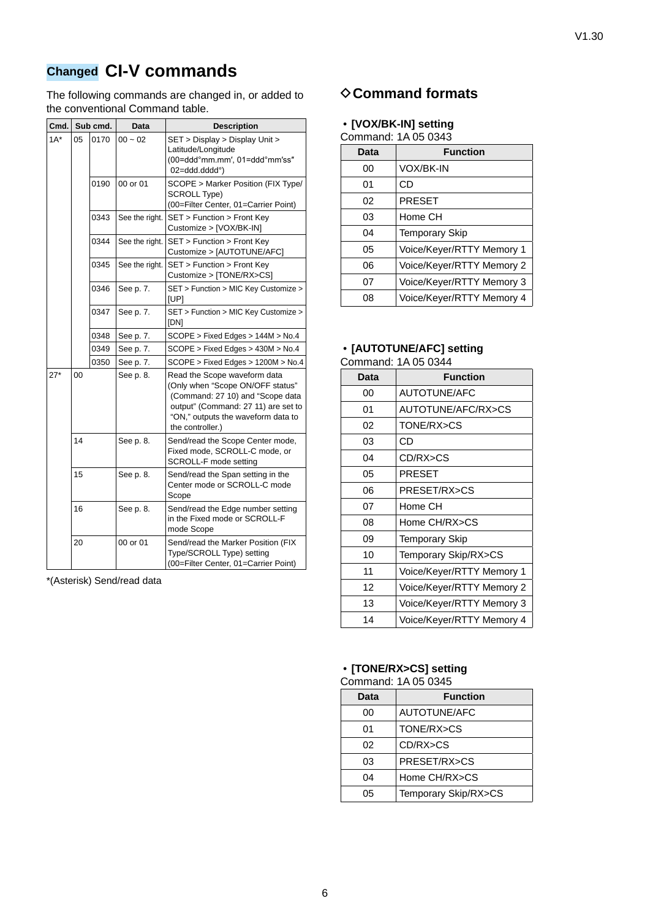## Changed CI-V commands

The following commands are changed in, or added to the conventional Command table.

| Cmd. | Sub cmd. | | Data | Description |
|---|---|---|---|---|
| 1A* | 05 | 0170 | 00 ~ 02 | SET > Display > Display Unit > Latitude/Longitude (00=ddd°mm.mm′, 01=ddd°mm′ss″ 02=ddd.dddd°) |
| | | 0190 | 00 or 01 | SCOPE > Marker Position (FIX Type/ SCROLL Type) (00=Filter Center, 01=Carrier Point) |
| | | 0343 | See the right. | SET > Function > Front Key Customize > [VOX/BK-IN] |
| | | 0344 | See the right. | SET > Function > Front Key Customize > [AUTOTUNE/AFC] |
| | | 0345 | See the right. | SET > Function > Front Key Customize > [TONE/RX>CS] |
| | | 0346 | See p. 7. | SET > Function > MIC Key Customize > [UP] |
| | | 0347 | See p. 7. | SET > Function > MIC Key Customize > [DN] |
| | | 0348 | See p. 7. | SCOPE > Fixed Edges > 144M > No.4 |
| | | 0349 | See p. 7. | SCOPE > Fixed Edges > 430M > No.4 |
| | | 0350 | See p. 7. | SCOPE > Fixed Edges > 1200M > No.4 |
| 27* | 00 | | See p. 8. | Read the Scope waveform data (Only when “Scope ON/OFF status” (Command: 27 10) and “Scope data output” (Command: 27 11) are set to “ON,” outputs the waveform data to the controller.) |
| | 14 | | See p. 8. | Send/read the Scope Center mode, Fixed mode, SCROLL-C mode, or SCROLL-F mode setting |
| | 15 | | See p. 8. | Send/read the Span setting in the Center mode or SCROLL-C mode Scope |
| | 16 | | See p. 8. | Send/read the Edge number setting in the Fixed mode or SCROLL-F mode Scope |
| | 20 | | 00 or 01 | Send/read the Marker Position (FIX Type/SCROLL Type) setting (00=Filter Center, 01=Carrier Point) |

*(Asterisk) Send/read data

## ◇Command formats

• **[VOX/BK-IN] setting**
Command: 1A 05 0343

| Data | Function |
|---|---|
| 00 | VOX/BK-IN |
| 01 | CD |
| 02 | PRESET |
| 03 | Home CH |
| 04 | Temporary Skip |
| 05 | Voice/Keyer/RTTY Memory 1 |
| 06 | Voice/Keyer/RTTY Memory 2 |
| 07 | Voice/Keyer/RTTY Memory 3 |
| 08 | Voice/Keyer/RTTY Memory 4 |

• **[AUTOTUNE/AFC] setting**
Command: 1A 05 0344

| Data | Function |
|---|---|
| 00 | AUTOTUNE/AFC |
| 01 | AUTOTUNE/AFC/RX>CS |
| 02 | TONE/RX>CS |
| 03 | CD |
| 04 | CD/RX>CS |
| 05 | PRESET |
| 06 | PRESET/RX>CS |
| 07 | Home CH |
| 08 | Home CH/RX>CS |
| 09 | Temporary Skip |
| 10 | Temporary Skip/RX>CS |
| 11 | Voice/Keyer/RTTY Memory 1 |
| 12 | Voice/Keyer/RTTY Memory 2 |
| 13 | Voice/Keyer/RTTY Memory 3 |
| 14 | Voice/Keyer/RTTY Memory 4 |

• **[TONE/RX>CS] setting**
Command: 1A 05 0345

| Data | Function |
|---|---|
| 00 | AUTOTUNE/AFC |
| 01 | TONE/RX>CS |
| 02 | CD/RX>CS |
| 03 | PRESET/RX>CS |
| 04 | Home CH/RX>CS |
| 05 | Temporary Skip/RX>CS |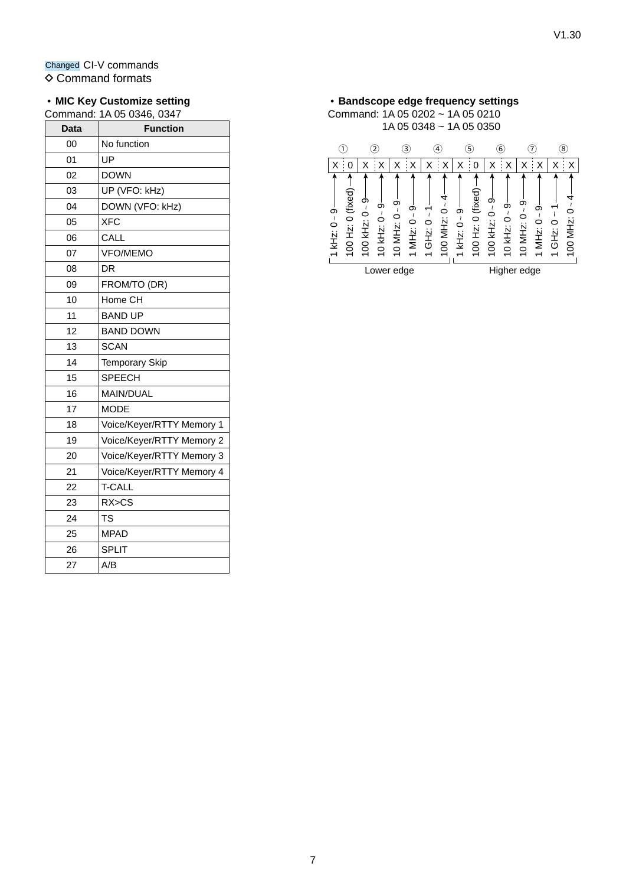Changed CI-V commands

◇ Command formats

- **MIC Key Customize setting**

Command: 1A 05 0346, 0347

| Data | Function |
|---|---|
| 00 | No function |
| 01 | UP |
| 02 | DOWN |
| 03 | UP (VFO: kHz) |
| 04 | DOWN (VFO: kHz) |
| 05 | XFC |
| 06 | CALL |
| 07 | VFO/MEMO |
| 08 | DR |
| 09 | FROM/TO (DR) |
| 10 | Home CH |
| 11 | BAND UP |
| 12 | BAND DOWN |
| 13 | SCAN |
| 14 | Temporary Skip |
| 15 | SPEECH |
| 16 | MAIN/DUAL |
| 17 | MODE |
| 18 | Voice/Keyer/RTTY Memory 1 |
| 19 | Voice/Keyer/RTTY Memory 2 |
| 20 | Voice/Keyer/RTTY Memory 3 |
| 21 | Voice/Keyer/RTTY Memory 4 |
| 22 | T-CALL |
| 23 | RX>CS |
| 24 | TS |
| 25 | MPAD |
| 26 | SPLIT |
| 27 | A/B |

- **Bandscope edge frequency settings**

Command: 1A 05 0202 ~ 1A 05 0210
1A 05 0348 ~ 1A 05 0350

| ① | | ② | | ③ | | ④ | | ⑤ | | ⑥ | | ⑦ | | ⑧ | |
|---|---|---|---|---|---|---|---|---|---|---|---|---|---|---|---|
| X | 0 | X | X | X | X | X | X | X | 0 | X | X | X | X | X | X |
| 1 kHz: 0 ~ 9 | 100 Hz: 0 (fixed) | 100 kHz: 0 ~ 9 | 10 kHz: 0 ~ 9 | 10 MHz: 0 ~ 9 | 1 MHz: 0 ~ 9 | 1 GHz: 0 ~ 1 | 100 MHz: 0 ~ 4 | 1 kHz: 0 ~ 9 | 100 Hz: 0 (fixed) | 100 kHz: 0 ~ 9 | 10 kHz: 0 ~ 9 | 10 MHz: 0 ~ 9 | 1 MHz: 0 ~ 9 | 1 GHz: 0 ~ 1 | 100 MHz: 0 ~ 4 |
| Lower edge | | | | | | | | Higher edge | | | | | | | |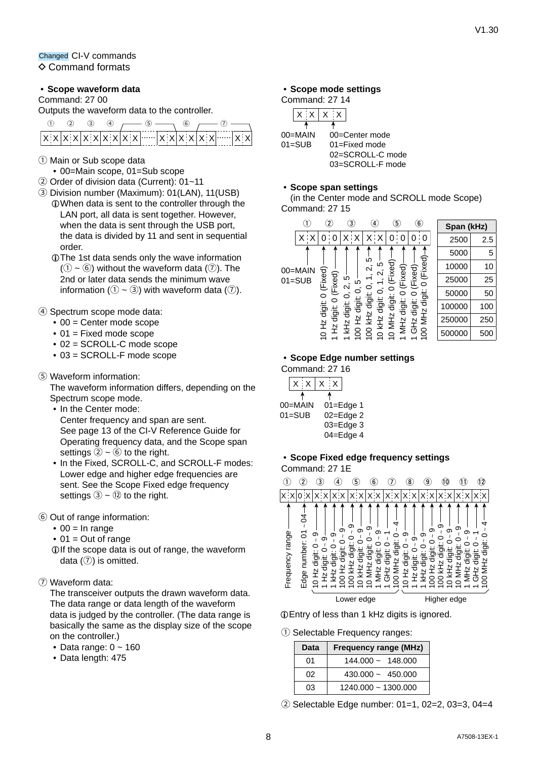Changed CI-V commands

◇ Command formats

**• Scope waveform data**

Command: 27 00

Outputs the waveform data to the controller.

| ① | ② | ③ | ④ | ⑤ | ⑥ | ⑦ |
|---|---|---|---|---|---|---|
| X X | X X | X X | X X | X X ······ X X | X X | X X ······ X X |

① Main or Sub scope data
- 00=Main scope, 01=Sub scope

② Order of division data (Current): 01~11

③ Division number (Maximum): 01(LAN), 11(USB)

ⓘWhen data is sent to the controller through the LAN port, all data is sent together. However, when the data is sent through the USB port, the data is divided by 11 and sent in sequential order.

ⓘThe 1st data sends only the wave information (① ~ ⑥) without the waveform data (⑦). The 2nd or later data sends the minimum wave information (① ~ ③) with waveform data (⑦).

④ Spectrum scope mode data:
- 00 = Center mode scope
- 01 = Fixed mode scope
- 02 = SCROLL-C mode scope
- 03 = SCROLL-F mode scope

⑤ Waveform information:

The waveform information differs, depending on the Spectrum scope mode.
- In the Center mode: Center frequency and span are sent. See page 13 of the CI-V Reference Guide for Operating frequency data, and the Scope span settings ② ~ ⑥ to the right.
- In the Fixed, SCROLL-C, and SCROLL-F modes: Lower edge and higher edge frequencies are sent. See the Scope Fixed edge frequency settings ③ ~ ⑫ to the right.

⑥ Out of range information:
- 00 = In range
- 01 = Out of range

ⓘIf the scope data is out of range, the waveform data (⑦) is omitted.

⑦ Waveform data:

The transceiver outputs the drawn waveform data. The data range or data length of the waveform data is judged by the controller. (The data range is basically the same as the display size of the scope on the controller.)
- Data range: 0 ~ 160
- Data length: 475

**• Scope mode settings**

Command: 27 14

| X X | X X |
|---|---|
| 00=MAIN<br>01=SUB | 00=Center mode<br>01=Fixed mode<br>02=SCROLL-C mode<br>03=SCROLL-F mode |

**• Scope span settings**

(in the Center mode and SCROLL mode Scope)

Command: 27 15

| ① | ② | ③ | ④ | ⑤ | ⑥ |
|---|---|---|---|---|---|
| X X | 0 0 | X X | X X | 0 0 | 0 0 |
| 00=MAIN<br>01=SUB | 10 Hz digit: 0 (Fixed)<br>1 Hz digit: 0 (Fixed) | 1 kHz digit: 0, 2, 5<br>100 Hz digit: 0, 5 | 100 kHz digit: 0, 1, 2, 5<br>10 kHz digit: 0, 1, 2, 5 | 10 MHz digit: 0 (Fixed)<br>1 MHz digit: 0 (Fixed) | 1 GHz digit: 0 (Fixed)<br>100 MHz digit: 0 (Fixed) |

| Span (kHz) | |
|---|---|
| 2500 | 2.5 |
| 5000 | 5 |
| 10000 | 10 |
| 25000 | 25 |
| 50000 | 50 |
| 100000 | 100 |
| 250000 | 250 |
| 500000 | 500 |

**• Scope Edge number settings**

Command: 27 16

| X X | X X |
|---|---|
| 00=MAIN<br>01=SUB | 01=Edge 1<br>02=Edge 2<br>03=Edge 3<br>04=Edge 4 |

**• Scope Fixed edge frequency settings**

Command: 27 1E

| ① | ② | ③ | ④ | ⑤ | ⑥ | ⑦ | ⑧ | ⑨ | ⑩ | ⑪ | ⑫ |
|---|---|---|---|---|---|---|---|---|---|---|---|
| X X | 0 X | X X | X X | X X | X X | X X | X X | X X | X X | X X | X X |
| Frequency range | Edge number: 01 ~ 04 | 10 Hz digit: 0 ~ 9<br>1 Hz digit: 0 ~ 9 | 1 kHz digit: 0 ~ 9<br>100 Hz digit: 0 ~ 9 | 100 kHz digit: 0 ~ 9<br>10 kHz digit: 0 ~ 9 | 10 MHz digit: 0 ~ 9<br>1 MHz digit: 0 ~ 9 | 1 GHz digit: 0 ~ 1<br>100 MHz digit: 0 ~ 4 | 10 Hz digit: 0 ~ 9<br>1 Hz digit: 0 ~ 9 | 1 kHz digit: 0 ~ 9<br>100 Hz digit: 0 ~ 9 | 100 kHz digit: 0 ~ 9<br>10 kHz digit: 0 ~ 9 | 10 MHz digit: 0 ~ 9<br>1 MHz digit: 0 ~ 9 | 1 GHz digit: 0 ~ 1<br>100 MHz digit: 0 ~ 4 |

③ ~ ⑦: Lower edge; ⑧ ~ ⑫: Higher edge

ⓘEntry of less than 1 kHz digits is ignored.

① Selectable Frequency ranges:

| Data | Frequency range (MHz) |
|---|---|
| 01 | 144.000 ~ 148.000 |
| 02 | 430.000 ~ 450.000 |
| 03 | 1240.000 ~ 1300.000 |

② Selectable Edge number: 01=1, 02=2, 03=3, 04=4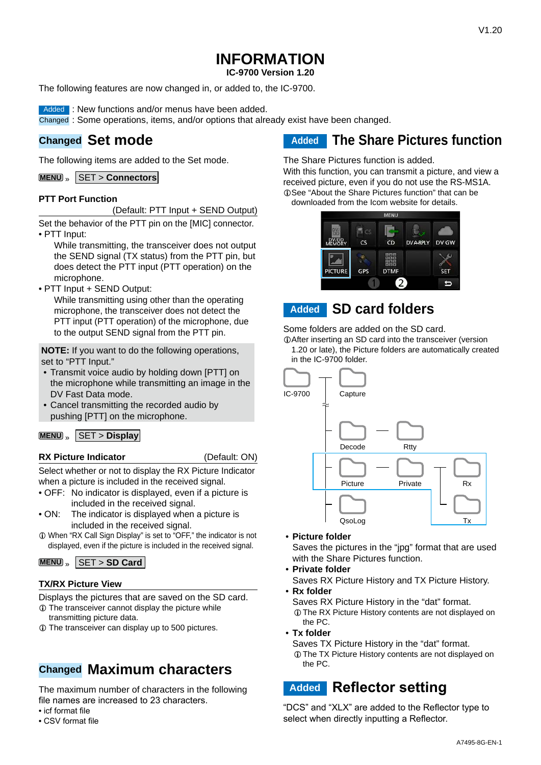# INFORMATION

**IC-9700 Version 1.20**

The following features are now changed in, or added to, the IC-9700.

Added : New functions and/or menus have been added.
Changed : Some operations, items, and/or options that already exist have been changed.

## Changed Set mode

The following items are added to the Set mode.

MENU » SET > **Connectors**

### PTT Port Function

(Default: PTT Input + SEND Output)

Set the behavior of the PTT pin on the [MIC] connector.

- PTT Input:
  While transmitting, the transceiver does not output the SEND signal (TX status) from the PTT pin, but does detect the PTT input (PTT operation) on the microphone.
- PTT Input + SEND Output:
  While transmitting using other than the operating microphone, the transceiver does not detect the PTT input (PTT operation) of the microphone, due to the output SEND signal from the PTT pin.

**NOTE:** If you want to do the following operations, set to "PTT Input."

- Transmit voice audio by holding down [PTT] on the microphone while transmitting an image in the DV Fast Data mode.
- Cancel transmitting the recorded audio by pushing [PTT] on the microphone.

MENU » SET > **Display**

### RX Picture Indicator

(Default: ON)

Select whether or not to display the RX Picture Indicator when a picture is included in the received signal.

- OFF: No indicator is displayed, even if a picture is included in the received signal.
- ON: The indicator is displayed when a picture is included in the received signal.

ⓘ When "RX Call Sign Display" is set to "OFF," the indicator is not displayed, even if the picture is included in the received signal.

MENU » SET > **SD Card**

### TX/RX Picture View

Displays the pictures that are saved on the SD card.

ⓘ The transceiver cannot display the picture while transmitting picture data.
ⓘ The transceiver can display up to 500 pictures.

## Changed Maximum characters

The maximum number of characters in the following file names are increased to 23 characters.

- icf format file
- CSV format file

## Added The Share Pictures function

The Share Pictures function is added.
With this function, you can transmit a picture, and view a received picture, even if you do not use the RS-MS1A.
ⓘSee "About the Share Pictures function" that can be downloaded from the Icom website for details.

MENU: DV/DD MEMORY, CS, CD, DV A-RPLY, DV GW, PICTURE, GPS, DTMF, SET

## Added SD card folders

Some folders are added on the SD card.
ⓘAfter inserting an SD card into the transceiver (version 1.20 or late), the Picture folders are automatically created in the IC-9700 folder.

IC-9700 — Capture, Decode (— Rtty), Picture (— Private — Rx, Tx), QsoLog

- **Picture folder**
  Saves the pictures in the "jpg" format that are used with the Share Pictures function.
- **Private folder**
  Saves RX Picture History and TX Picture History.
- **Rx folder**
  Saves RX Picture History in the "dat" format.
  ⓘThe RX Picture History contents are not displayed on the PC.
- **Tx folder**
  Saves TX Picture History in the "dat" format.
  ⓘThe TX Picture History contents are not displayed on the PC.

## Added Reflector setting

"DCS" and "XLX" are added to the Reflector type to select when directly inputting a Reflector.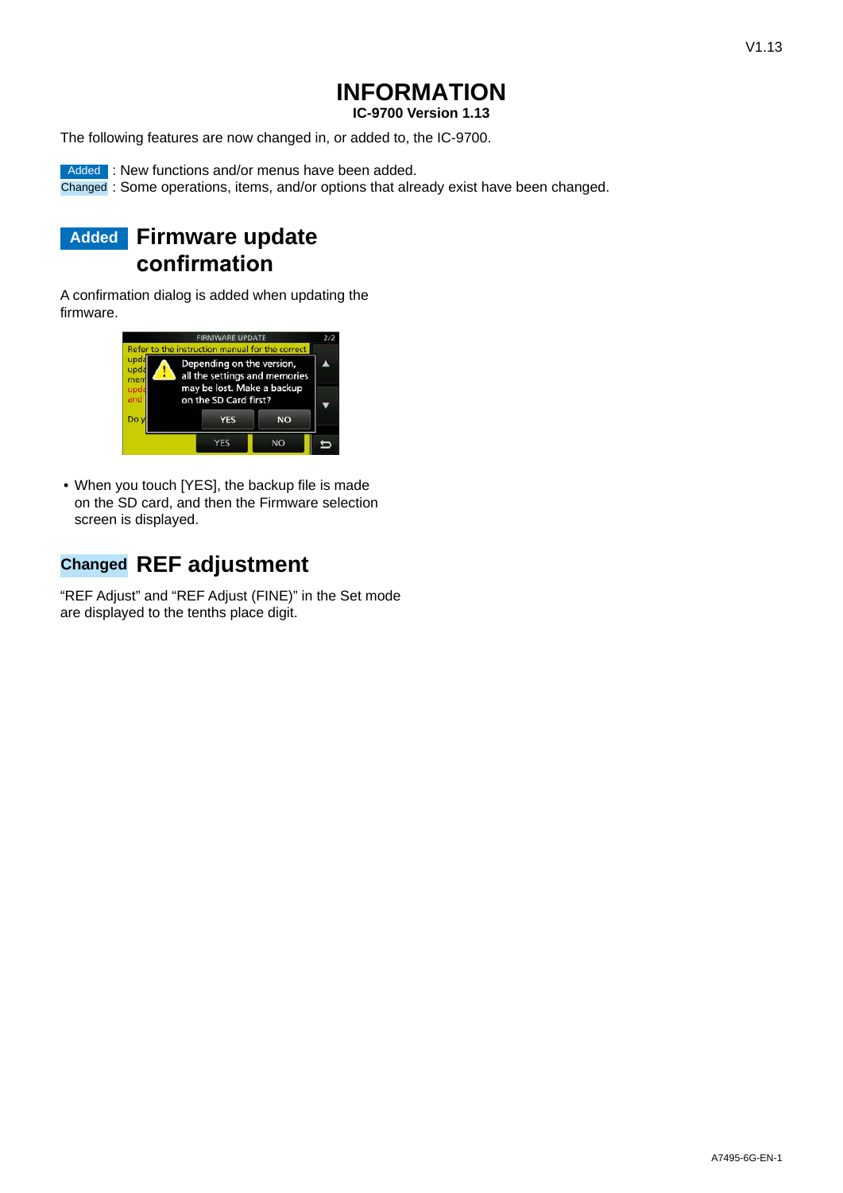# INFORMATION

**IC-9700 Version 1.13**

The following features are now changed in, or added to, the IC-9700.

Added : New functions and/or menus have been added.
Changed : Some operations, items, and/or options that already exist have been changed.

## Added Firmware update confirmation

A confirmation dialog is added when updating the firmware.

- When you touch [YES], the backup file is made on the SD card, and then the Firmware selection screen is displayed.

## Changed REF adjustment

“REF Adjust” and “REF Adjust (FINE)” in the Set mode are displayed to the tenths place digit.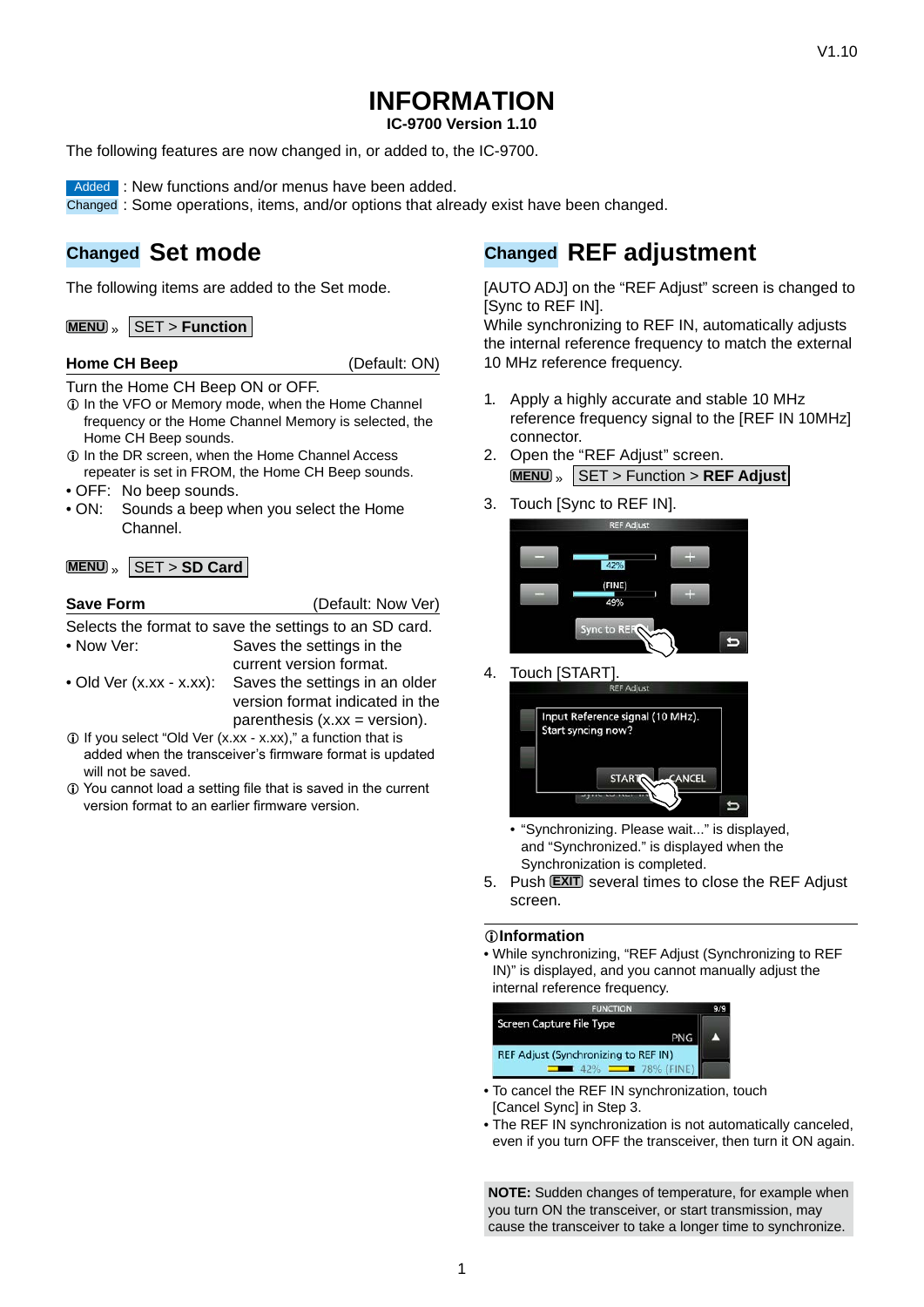# INFORMATION

**IC-9700 Version 1.10**

The following features are now changed in, or added to, the IC-9700.

Added : New functions and/or menus have been added.
Changed : Some operations, items, and/or options that already exist have been changed.

## Changed Set mode

The following items are added to the Set mode.

MENU » SET > **Function**

**Home CH Beep** (Default: ON)

Turn the Home CH Beep ON or OFF.

ⓘ In the VFO or Memory mode, when the Home Channel frequency or the Home Channel Memory is selected, the Home CH Beep sounds.

ⓘ In the DR screen, when the Home Channel Access repeater is set in FROM, the Home CH Beep sounds.

- OFF: No beep sounds.
- ON: Sounds a beep when you select the Home Channel.

MENU » SET > **SD Card**

**Save Form** (Default: Now Ver)

Selects the format to save the settings to an SD card.

- Now Ver: Saves the settings in the current version format.
- Old Ver (x.xx - x.xx): Saves the settings in an older version format indicated in the parenthesis (x.xx = version).

ⓘ If you select "Old Ver (x.xx - x.xx)," a function that is added when the transceiver's firmware format is updated will not be saved.

ⓘ You cannot load a setting file that is saved in the current version format to an earlier firmware version.

## Changed REF adjustment

[AUTO ADJ] on the "REF Adjust" screen is changed to [Sync to REF IN].

While synchronizing to REF IN, automatically adjusts the internal reference frequency to match the external 10 MHz reference frequency.

1. Apply a highly accurate and stable 10 MHz reference frequency signal to the [REF IN 10MHz] connector.
2. Open the "REF Adjust" screen.
   MENU » SET > Function > **REF Adjust**
3. Touch [Sync to REF IN].
4. Touch [START].
   - "Synchronizing. Please wait..." is displayed, and "Synchronized." is displayed when the Synchronization is completed.
5. Push EXIT several times to close the REF Adjust screen.

### ⓘInformation

- While synchronizing, "REF Adjust (Synchronizing to REF IN)" is displayed, and you cannot manually adjust the internal reference frequency.
- To cancel the REF IN synchronization, touch [Cancel Sync] in Step 3.
- The REF IN synchronization is not automatically canceled, even if you turn OFF the transceiver, then turn it ON again.

**NOTE:** Sudden changes of temperature, for example when you turn ON the transceiver, or start transmission, may cause the transceiver to take a longer time to synchronize.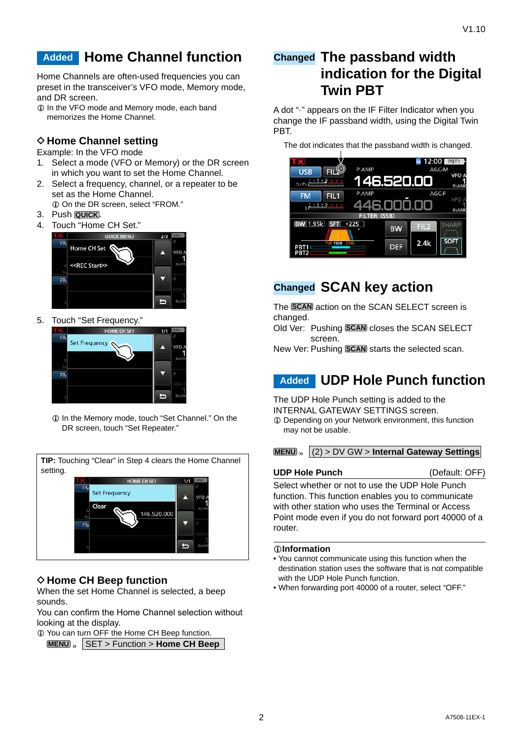## Added Home Channel function

Home Channels are often-used frequencies you can preset in the transceiver's VFO mode, Memory mode, and DR screen.

ⓘ In the VFO mode and Memory mode, each band memorizes the Home Channel.

### ◇ Home Channel setting

Example: In the VFO mode

1. Select a mode (VFO or Memory) or the DR screen in which you want to set the Home Channel.
2. Select a frequency, channel, or a repeater to be set as the Home Channel.
   ⓘ On the DR screen, select "FROM."
3. Push QUICK.
4. Touch "Home CH Set."
5. Touch "Set Frequency."

   ⓘ In the Memory mode, touch "Set Channel." On the DR screen, touch "Set Repeater."

**TIP:** Touching "Clear" in Step 4 clears the Home Channel setting.

### ◇ Home CH Beep function

When the set Home Channel is selected, a beep sounds.

You can confirm the Home Channel selection without looking at the display.

ⓘ You can turn OFF the Home CH Beep function.

MENU » SET > Function > **Home CH Beep**

## Changed The passband width indication for the Digital Twin PBT

A dot "·" appears on the IF Filter Indicator when you change the IF passband width, using the Digital Twin PBT.

The dot indicates that the passband width is changed.

## Changed SCAN key action

The SCAN action on the SCAN SELECT screen is changed.

Old Ver: Pushing SCAN closes the SCAN SELECT screen.

New Ver: Pushing SCAN starts the selected scan.

## Added UDP Hole Punch function

The UDP Hole Punch setting is added to the INTERNAL GATEWAY SETTINGS screen.

ⓘ Depending on your Network environment, this function may not be usable.

MENU » (2) > DV GW > **Internal Gateway Settings**

**UDP Hole Punch** (Default: OFF)

Select whether or not to use the UDP Hole Punch function. This function enables you to communicate with other station who uses the Terminal or Access Point mode even if you do not forward port 40000 of a router.

**ⓘInformation**

- You cannot communicate using this function when the destination station uses the software that is not compatible with the UDP Hole Punch function.
- When forwarding port 40000 of a router, select "OFF."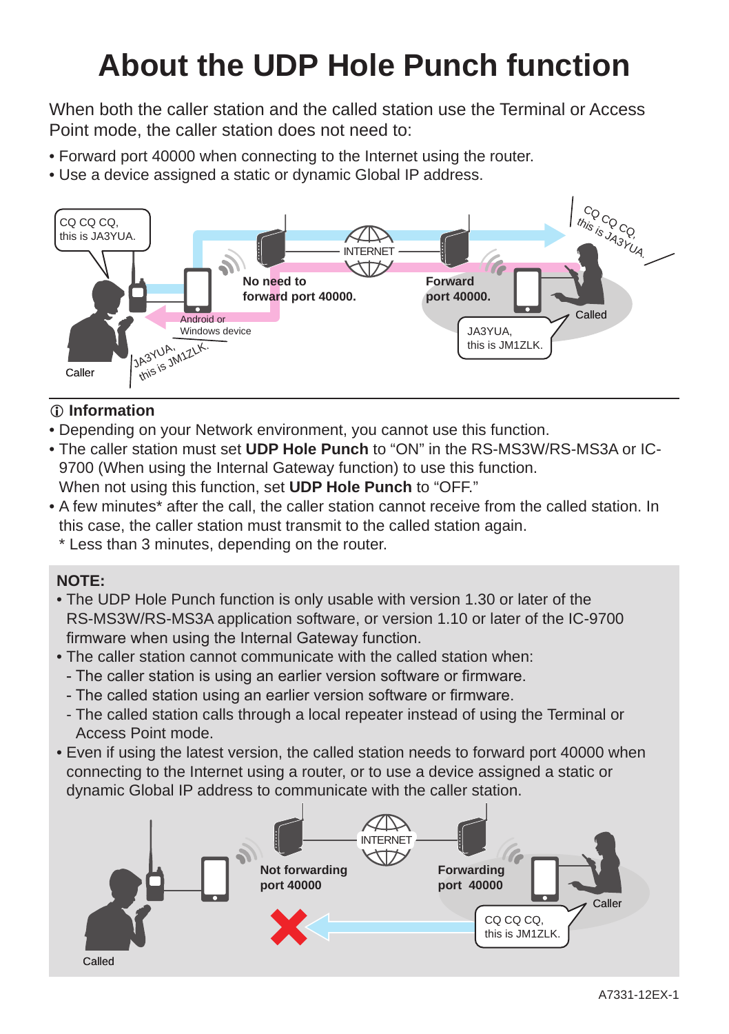# About the UDP Hole Punch function

When both the caller station and the called station use the Terminal or Access Point mode, the caller station does not need to:

- Forward port 40000 when connecting to the Internet using the router.
- Use a device assigned a static or dynamic Global IP address.

CQ CQ CQ, this is JA3YUA.

INTERNET

No need to forward port 40000.

Forward port 40000.

Android or Windows device

Caller

JA3YUA, this is JM1ZLK.

CQ CQ CQ, this is JA3YUA.

Called

JA3YUA, this is JM1ZLK.

### ⓘ Information

- Depending on your Network environment, you cannot use this function.
- The caller station must set **UDP Hole Punch** to "ON" in the RS-MS3W/RS-MS3A or IC-9700 (When using the Internal Gateway function) to use this function.
  When not using this function, set **UDP Hole Punch** to "OFF."
- A few minutes* after the call, the caller station cannot receive from the called station. In this case, the caller station must transmit to the called station again.
  \* Less than 3 minutes, depending on the router.

**NOTE:**

- The UDP Hole Punch function is only usable with version 1.30 or later of the RS-MS3W/RS-MS3A application software, or version 1.10 or later of the IC-9700 firmware when using the Internal Gateway function.
- The caller station cannot communicate with the called station when:
  - The caller station is using an earlier version software or firmware.
  - The called station using an earlier version software or firmware.
  - The called station calls through a local repeater instead of using the Terminal or Access Point mode.
- Even if using the latest version, the called station needs to forward port 40000 when connecting to the Internet using a router, or to use a device assigned a static or dynamic Global IP address to communicate with the caller station.

INTERNET

Not forwarding port 40000

Forwarding port 40000

Called

Caller

CQ CQ CQ, this is JM1ZLK.

A7331-12EX-1